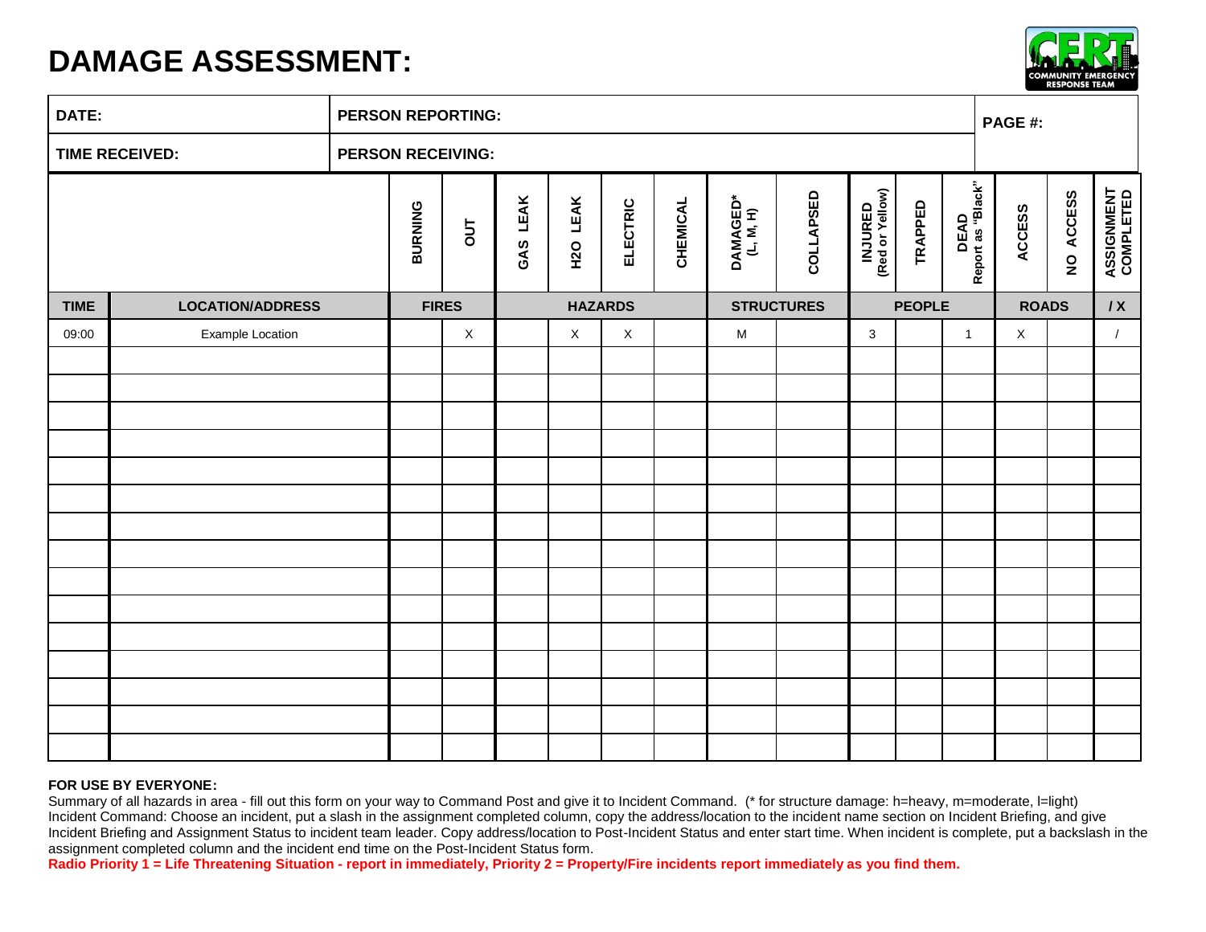# DAMAGE ASSESSMENT:

CERT COMMUNITY EMERGENCY RESPONSE TEAM

| DATE: | PERSON REPORTING: | PAGE #: |
|---|---|---|
| TIME RECEIVED: | PERSON RECEIVING: | |

| | | BURNING | OUT | GAS LEAK | H2O LEAK | ELECTRIC | CHEMICAL | DAMAGED* (L, M, H) | COLLAPSED | INJURED (Red or Yellow) | TRAPPED | DEAD Report as "Black" | ACCESS | NO ACCESS | ASSIGNMENT COMPLETED |
|---|---|---|---|---|---|---|---|---|---|---|---|---|---|---|---|
| **TIME** | **LOCATION/ADDRESS** | **FIRES** | | **HAZARDS** | | | | **STRUCTURES** | | **PEOPLE** | | | **ROADS** | | **/ X** |
| 09:00 | Example Location | | X | | X | X | | M | | 3 | | 1 | X | | / |
| | | | | | | | | | | | | | | | |
| | | | | | | | | | | | | | | | |
| | | | | | | | | | | | | | | | |
| | | | | | | | | | | | | | | | |
| | | | | | | | | | | | | | | | |
| | | | | | | | | | | | | | | | |
| | | | | | | | | | | | | | | | |
| | | | | | | | | | | | | | | | |
| | | | | | | | | | | | | | | | |
| | | | | | | | | | | | | | | | |
| | | | | | | | | | | | | | | | |
| | | | | | | | | | | | | | | | |
| | | | | | | | | | | | | | | | |
| | | | | | | | | | | | | | | | |
| | | | | | | | | | | | | | | | |

**FOR USE BY EVERYONE:**

Summary of all hazards in area - fill out this form on your way to Command Post and give it to Incident Command. (* for structure damage: h=heavy, m=moderate, l=light)
Incident Command: Choose an incident, put a slash in the assignment completed column, copy the address/location to the incident name section on Incident Briefing, and give Incident Briefing and Assignment Status to incident team leader. Copy address/location to Post-Incident Status and enter start time. When incident is complete, put a backslash in the assignment completed column and the incident end time on the Post-Incident Status form.

**Radio Priority 1 = Life Threatening Situation - report in immediately, Priority 2 = Property/Fire incidents report immediately as you find them.**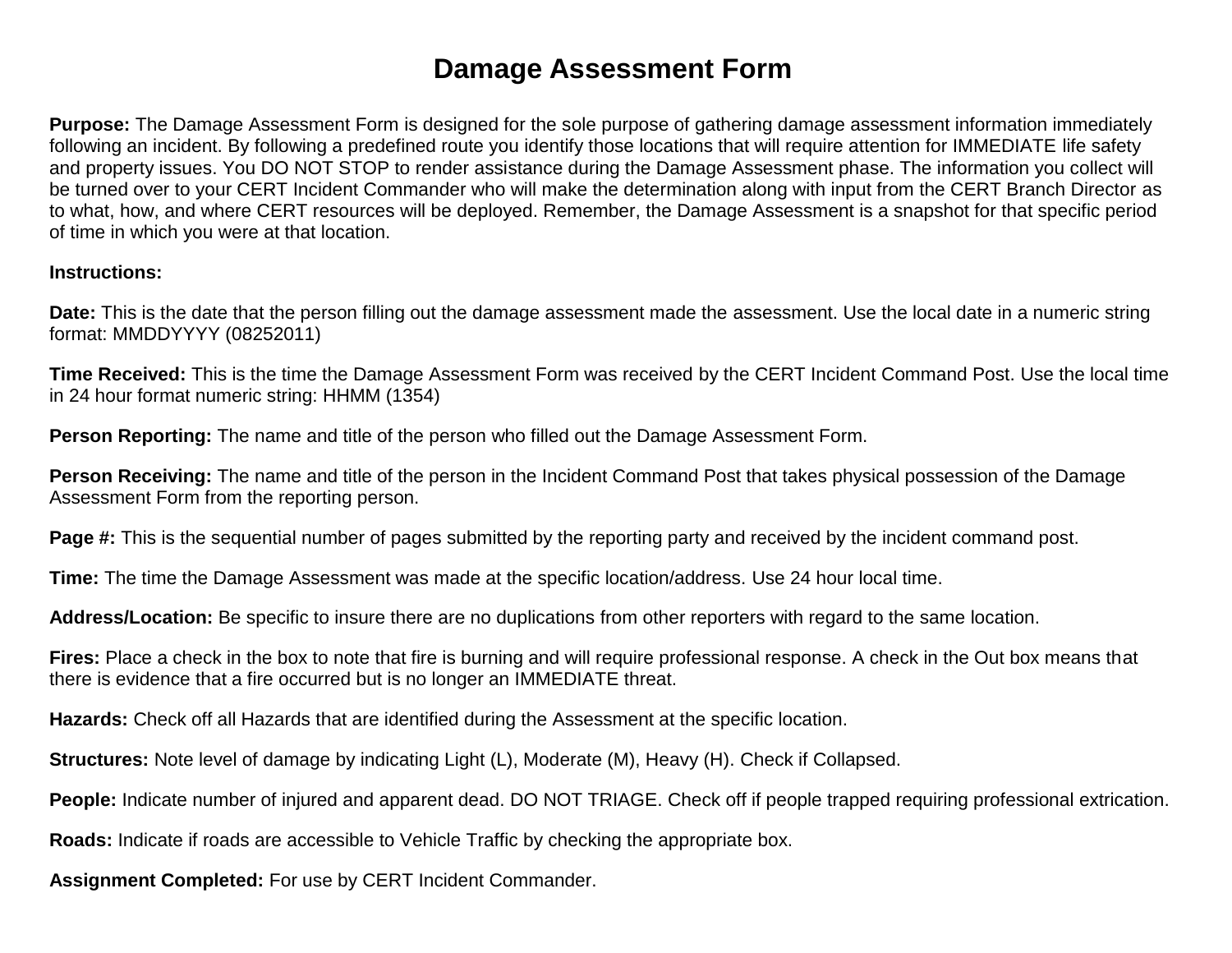# Damage Assessment Form

**Purpose:** The Damage Assessment Form is designed for the sole purpose of gathering damage assessment information immediately following an incident. By following a predefined route you identify those locations that will require attention for IMMEDIATE life safety and property issues. You DO NOT STOP to render assistance during the Damage Assessment phase. The information you collect will be turned over to your CERT Incident Commander who will make the determination along with input from the CERT Branch Director as to what, how, and where CERT resources will be deployed. Remember, the Damage Assessment is a snapshot for that specific period of time in which you were at that location.

**Instructions:**

**Date:** This is the date that the person filling out the damage assessment made the assessment. Use the local date in a numeric string format: MMDDYYYY (08252011)

**Time Received:** This is the time the Damage Assessment Form was received by the CERT Incident Command Post. Use the local time in 24 hour format numeric string: HHMM (1354)

**Person Reporting:** The name and title of the person who filled out the Damage Assessment Form.

**Person Receiving:** The name and title of the person in the Incident Command Post that takes physical possession of the Damage Assessment Form from the reporting person.

**Page #:** This is the sequential number of pages submitted by the reporting party and received by the incident command post.

**Time:** The time the Damage Assessment was made at the specific location/address. Use 24 hour local time.

**Address/Location:** Be specific to insure there are no duplications from other reporters with regard to the same location.

**Fires:** Place a check in the box to note that fire is burning and will require professional response. A check in the Out box means that there is evidence that a fire occurred but is no longer an IMMEDIATE threat.

**Hazards:** Check off all Hazards that are identified during the Assessment at the specific location.

**Structures:** Note level of damage by indicating Light (L), Moderate (M), Heavy (H). Check if Collapsed.

**People:** Indicate number of injured and apparent dead. DO NOT TRIAGE. Check off if people trapped requiring professional extrication.

**Roads:** Indicate if roads are accessible to Vehicle Traffic by checking the appropriate box.

**Assignment Completed:** For use by CERT Incident Commander.